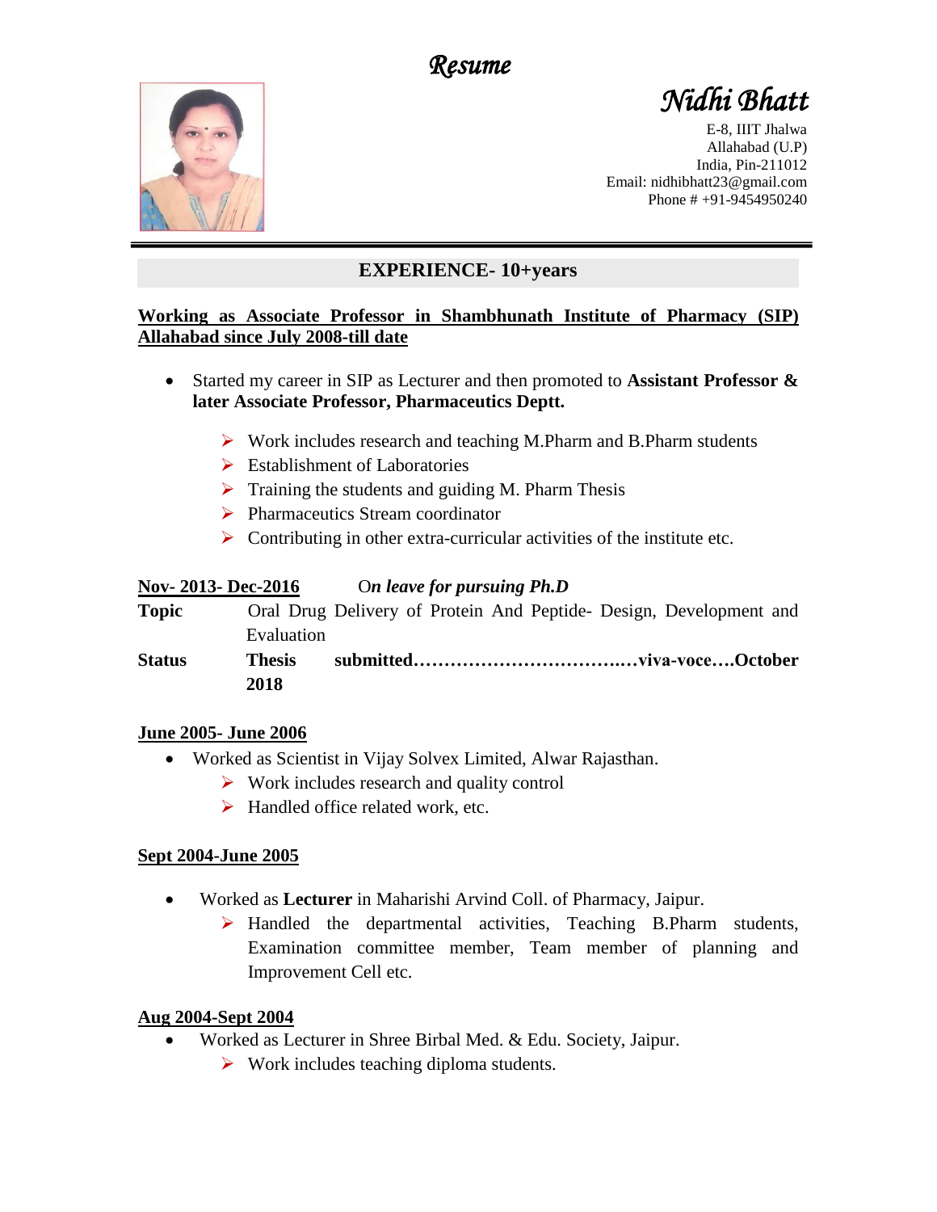# *Resume*

## *Nidhi Bhatt*

E-8, IIIT Jhalwa
Allahabad (U.P)
India, Pin-211012
Email: nidhibhatt23@gmail.com
Phone # +91-9454950240

---

## EXPERIENCE- 10+years

**Working as Associate Professor in Shambhunath Institute of Pharmacy (SIP) Allahabad since July 2008-till date**

- Started my career in SIP as Lecturer and then promoted to **Assistant Professor & later Associate Professor, Pharmaceutics Deptt.**
  - Work includes research and teaching M.Pharm and B.Pharm students
  - Establishment of Laboratories
  - Training the students and guiding M. Pharm Thesis
  - Pharmaceutics Stream coordinator
  - Contributing in other extra-curricular activities of the institute etc.

**Nov- 2013- Dec-2016** O***n leave for pursuing Ph.D***

**Topic** Oral Drug Delivery of Protein And Peptide- Design, Development and Evaluation

**Status** **Thesis submitted……………………………..…viva-voce….October 2018**

**June 2005- June 2006**

- Worked as Scientist in Vijay Solvex Limited, Alwar Rajasthan.
  - Work includes research and quality control
  - Handled office related work, etc.

**Sept 2004-June 2005**

- Worked as **Lecturer** in Maharishi Arvind Coll. of Pharmacy, Jaipur.
  - Handled the departmental activities, Teaching B.Pharm students, Examination committee member, Team member of planning and Improvement Cell etc.

**Aug 2004-Sept 2004**

- Worked as Lecturer in Shree Birbal Med. & Edu. Society, Jaipur.
  - Work includes teaching diploma students.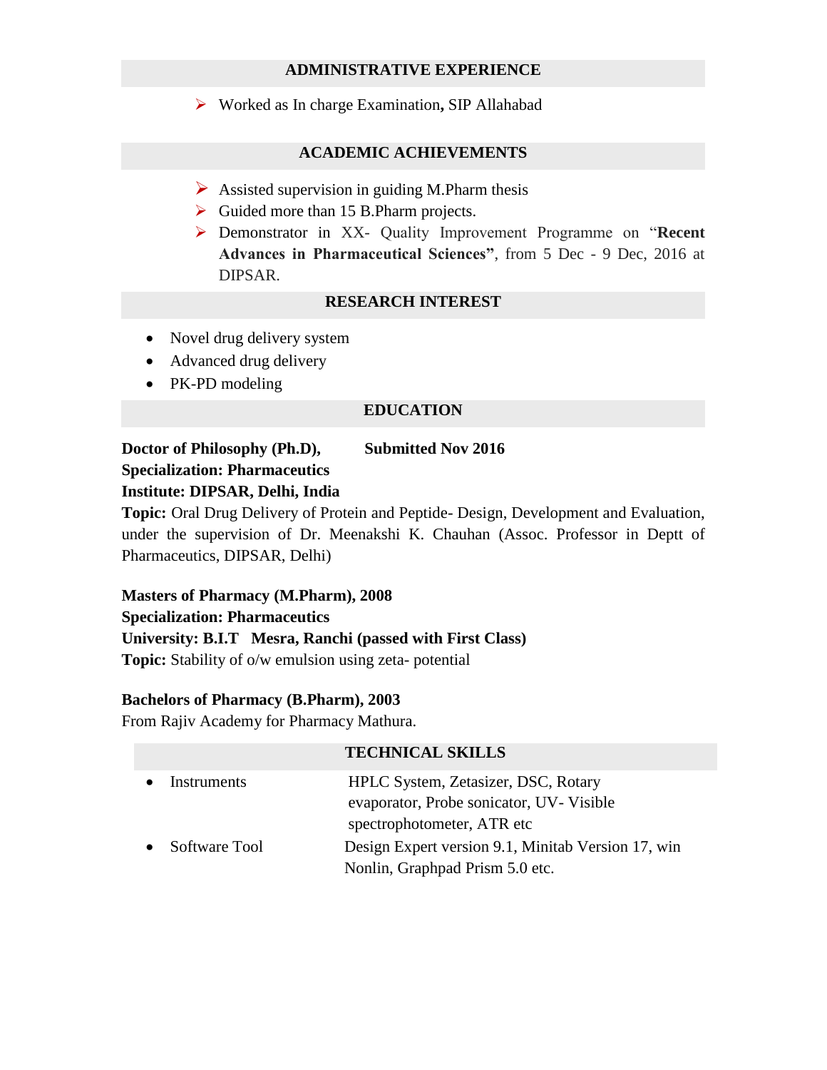## ADMINISTRATIVE EXPERIENCE

- Worked as In charge Examination**,** SIP Allahabad

## ACADEMIC ACHIEVEMENTS

- Assisted supervision in guiding M.Pharm thesis
- Guided more than 15 B.Pharm projects.
- Demonstrator in XX- Quality Improvement Programme on "**Recent Advances in Pharmaceutical Sciences"**, from 5 Dec - 9 Dec, 2016 at DIPSAR.

## RESEARCH INTEREST

- Novel drug delivery system
- Advanced drug delivery
- PK-PD modeling

## EDUCATION

**Doctor of Philosophy (Ph.D), Submitted Nov 2016**
**Specialization: Pharmaceutics**
**Institute: DIPSAR, Delhi, India**
**Topic:** Oral Drug Delivery of Protein and Peptide- Design, Development and Evaluation, under the supervision of Dr. Meenakshi K. Chauhan (Assoc. Professor in Deptt of Pharmaceutics, DIPSAR, Delhi)

**Masters of Pharmacy (M.Pharm), 2008**
**Specialization: Pharmaceutics**
**University: B.I.T Mesra, Ranchi (passed with First Class)**
**Topic:** Stability of o/w emulsion using zeta- potential

**Bachelors of Pharmacy (B.Pharm), 2003**
From Rajiv Academy for Pharmacy Mathura.

## TECHNICAL SKILLS

- Instruments — HPLC System, Zetasizer, DSC, Rotary evaporator, Probe sonicator, UV- Visible spectrophotometer, ATR etc
- Software Tool — Design Expert version 9.1, Minitab Version 17, win Nonlin, Graphpad Prism 5.0 etc.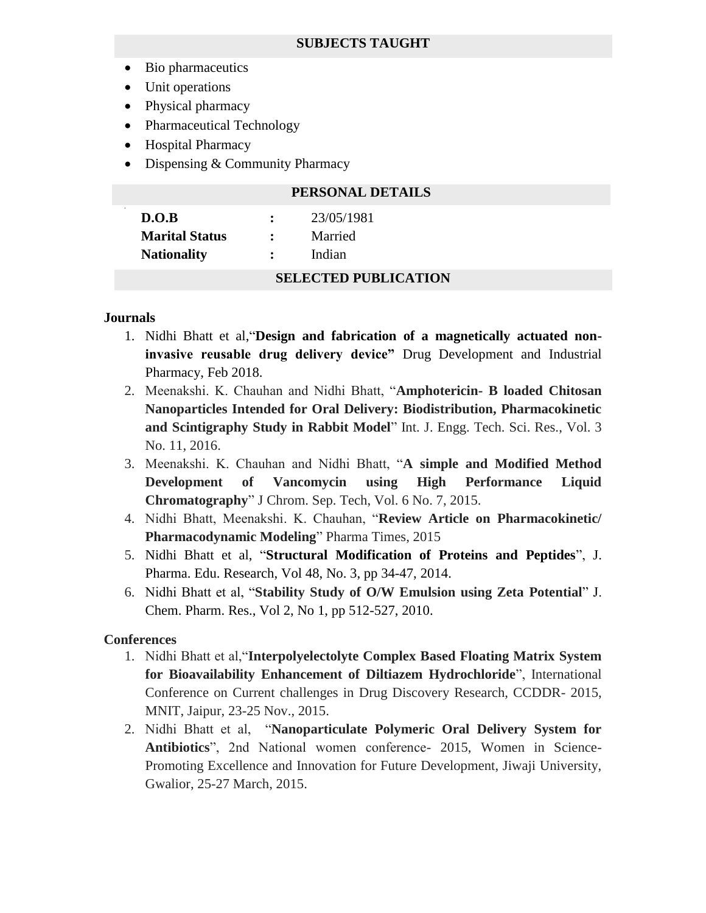## SUBJECTS TAUGHT

- Bio pharmaceutics
- Unit operations
- Physical pharmacy
- Pharmaceutical Technology
- Hospital Pharmacy
- Dispensing & Community Pharmacy

## PERSONAL DETAILS

| | | |
|---|---|---|
| **D.O.B** | : | 23/05/1981 |
| **Marital Status** | : | Married |
| **Nationality** | : | Indian |

## SELECTED PUBLICATION

**Journals**

1. Nidhi Bhatt et al,"**Design and fabrication of a magnetically actuated non-invasive reusable drug delivery device"** Drug Development and Industrial Pharmacy, Feb 2018.
2. Meenakshi. K. Chauhan and Nidhi Bhatt, "**Amphotericin- B loaded Chitosan Nanoparticles Intended for Oral Delivery: Biodistribution, Pharmacokinetic and Scintigraphy Study in Rabbit Model**" Int. J. Engg. Tech. Sci. Res., Vol. 3 No. 11, 2016.
3. Meenakshi. K. Chauhan and Nidhi Bhatt, "**A simple and Modified Method Development of Vancomycin using High Performance Liquid Chromatography**" J Chrom. Sep. Tech, Vol. 6 No. 7, 2015.
4. Nidhi Bhatt, Meenakshi. K. Chauhan, "**Review Article on Pharmacokinetic/ Pharmacodynamic Modeling**" Pharma Times, 2015
5. Nidhi Bhatt et al, "**Structural Modification of Proteins and Peptides**", J. Pharma. Edu. Research, Vol 48, No. 3, pp 34-47, 2014.
6. Nidhi Bhatt et al, "**Stability Study of O/W Emulsion using Zeta Potential**" J. Chem. Pharm. Res., Vol 2, No 1, pp 512-527, 2010.

**Conferences**

1. Nidhi Bhatt et al,"**Interpolyelectolyte Complex Based Floating Matrix System for Bioavailability Enhancement of Diltiazem Hydrochloride**", International Conference on Current challenges in Drug Discovery Research, CCDDR- 2015, MNIT, Jaipur, 23-25 Nov., 2015.
2. Nidhi Bhatt et al, "**Nanoparticulate Polymeric Oral Delivery System for Antibiotics**", 2nd National women conference- 2015, Women in Science-Promoting Excellence and Innovation for Future Development, Jiwaji University, Gwalior, 25-27 March, 2015.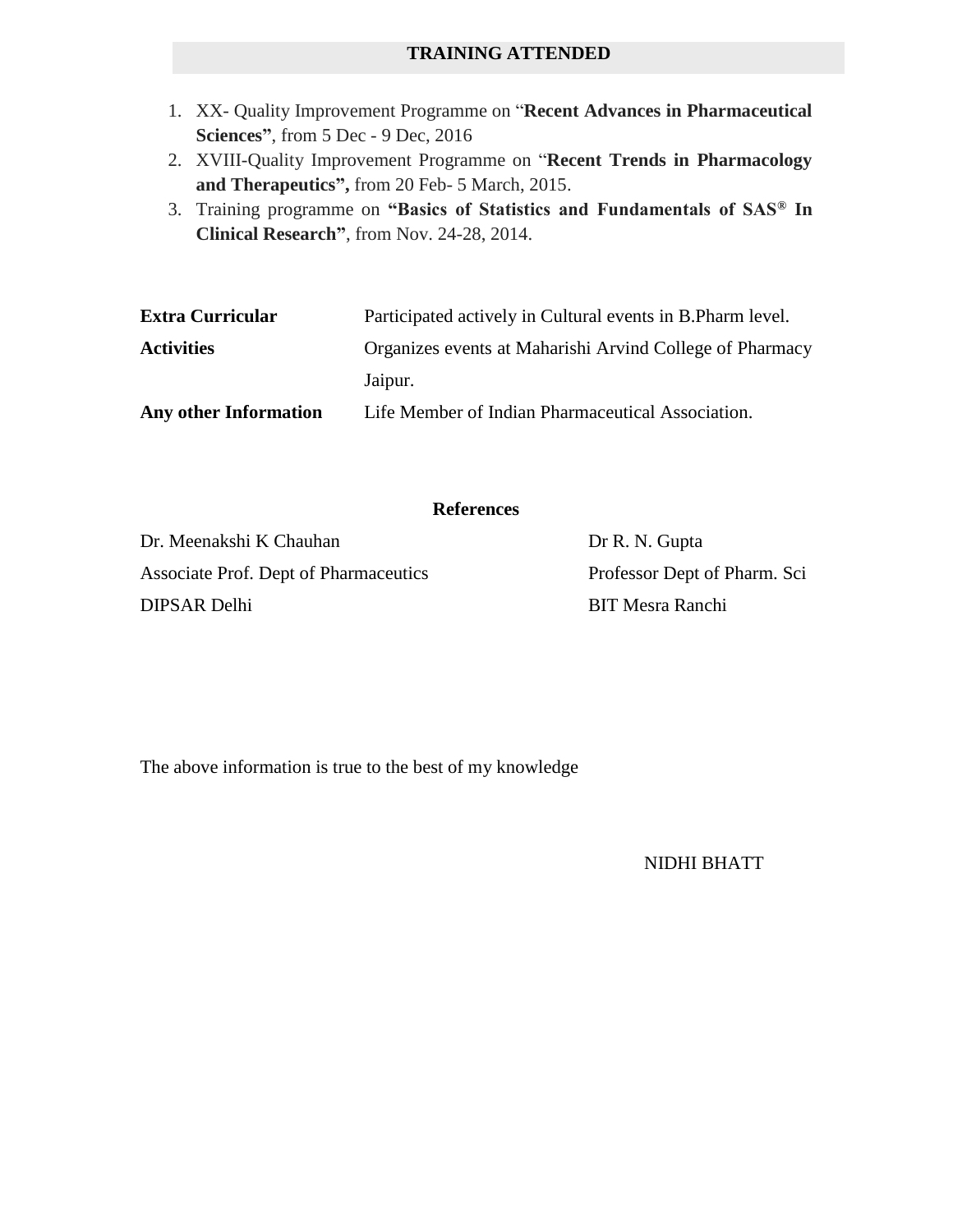## TRAINING ATTENDED

1. XX- Quality Improvement Programme on "**Recent Advances in Pharmaceutical Sciences"**, from 5 Dec - 9 Dec, 2016
2. XVIII-Quality Improvement Programme on "**Recent Trends in Pharmacology and Therapeutics",** from 20 Feb- 5 March, 2015.
3. Training programme on **"Basics of Statistics and Fundamentals of SAS® In Clinical Research"**, from Nov. 24-28, 2014.

| | |
|---|---|
| **Extra Curricular Activities** | Participated actively in Cultural events in B.Pharm level. Organizes events at Maharishi Arvind College of Pharmacy Jaipur. |
| **Any other Information** | Life Member of Indian Pharmaceutical Association. |

### References

Dr. Meenakshi K Chauhan
Associate Prof. Dept of Pharmaceutics
DIPSAR Delhi

Dr R. N. Gupta
Professor Dept of Pharm. Sci
BIT Mesra Ranchi

The above information is true to the best of my knowledge

NIDHI BHATT